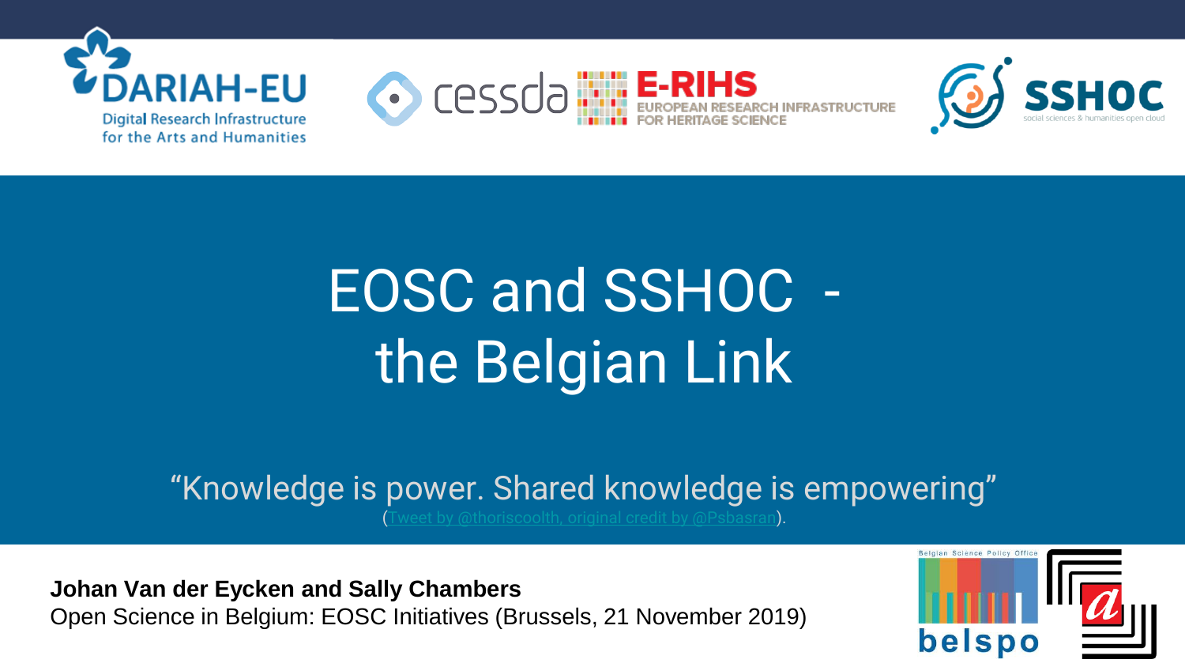DARIAH-EU
Digital Research Infrastructure for the Arts and Humanities

cessda

E-RIHS
EUROPEAN RESEARCH INFRASTRUCTURE FOR HERITAGE SCIENCE

SSHOC
social sciences & humanities open cloud

# EOSC and SSHOC - the Belgian Link

"Knowledge is power. Shared knowledge is empowering"
(Tweet by @thoriscoolth, original credit by @Psbasran).

**Johan Van der Eycken and Sally Chambers**
Open Science in Belgium: EOSC Initiatives (Brussels, 21 November 2019)

Belgian Science Policy Office
belspo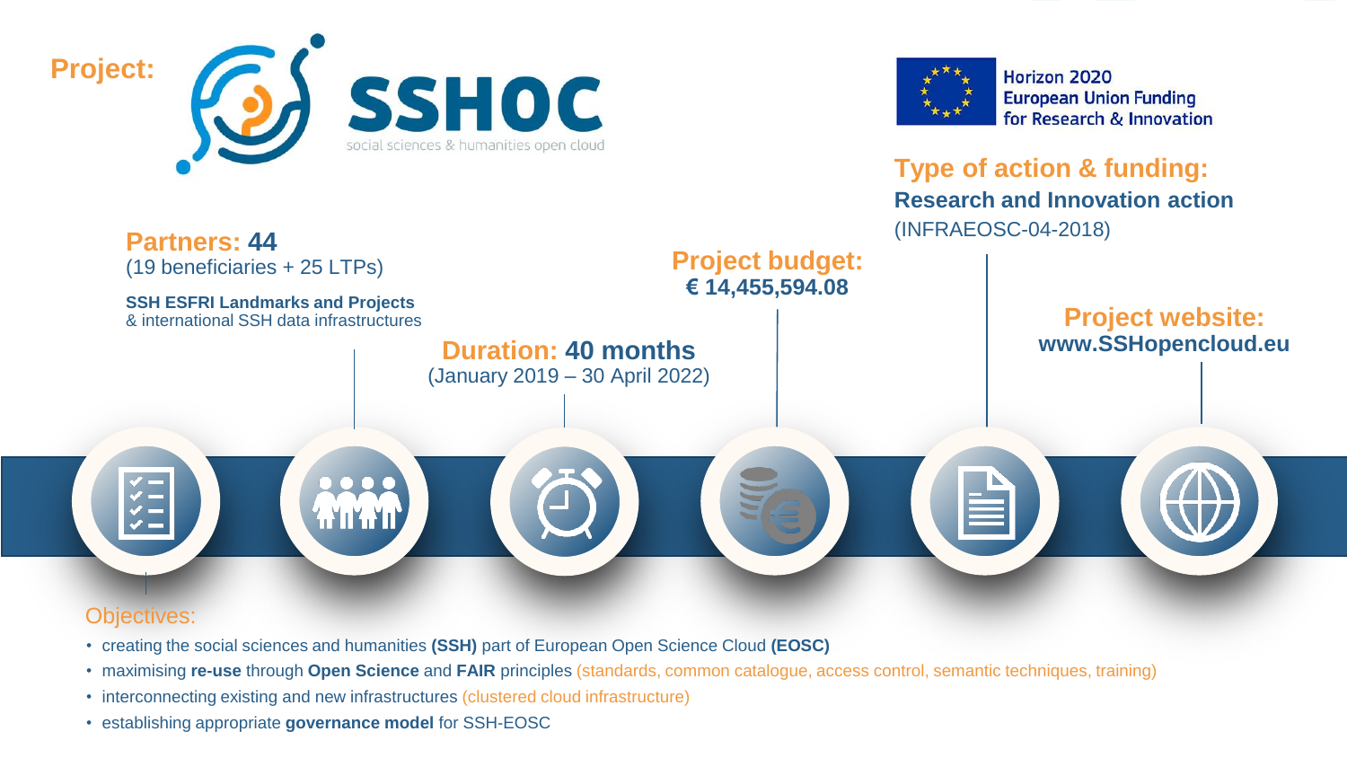**Project:** SSHOC — social sciences & humanities open cloud

Horizon 2020
European Union Funding
for Research & Innovation

**Type of action & funding:**
**Research and Innovation action**
(INFRAEOSC-04-2018)

**Partners: 44**
(19 beneficiaries + 25 LTPs)

**SSH ESFRI Landmarks and Projects**
& international SSH data infrastructures

**Project budget:**
**€ 14,455,594.08**

**Duration: 40 months**
(January 2019 – 30 April 2022)

**Project website:**
**www.SSHopencloud.eu**

Objectives:

- creating the social sciences and humanities **(SSH)** part of European Open Science Cloud **(EOSC)**
- maximising **re-use** through **Open Science** and **FAIR** principles (standards, common catalogue, access control, semantic techniques, training)
- interconnecting existing and new infrastructures (clustered cloud infrastructure)
- establishing appropriate **governance model** for SSH-EOSC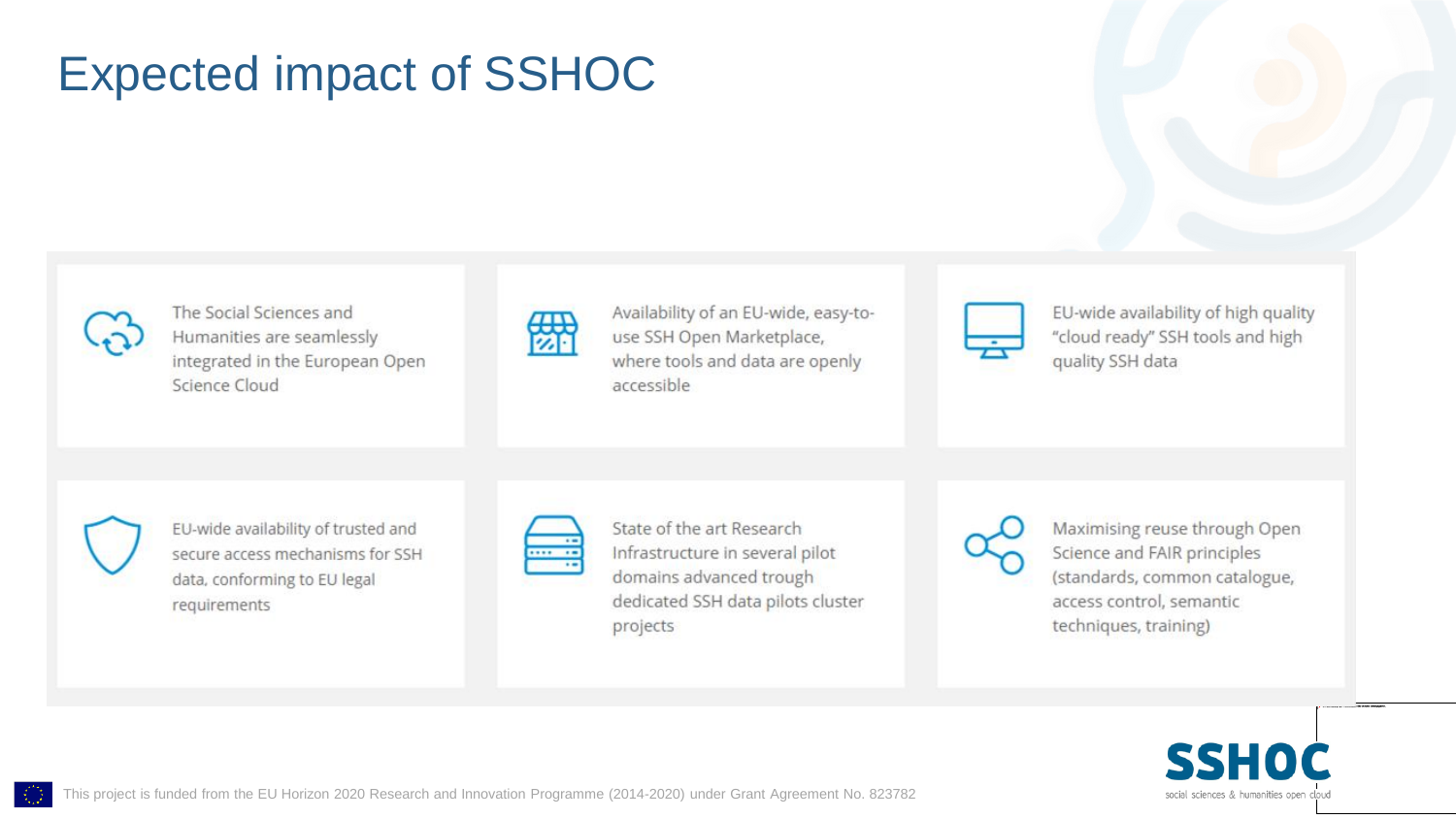# Expected impact of SSHOC

- The Social Sciences and Humanities are seamlessly integrated in the European Open Science Cloud
- Availability of an EU-wide, easy-to-use SSH Open Marketplace, where tools and data are openly accessible
- EU-wide availability of high quality "cloud ready" SSH tools and high quality SSH data
- EU-wide availability of trusted and secure access mechanisms for SSH data, conforming to EU legal requirements
- State of the art Research Infrastructure in several pilot domains advanced trough dedicated SSH data pilots cluster projects
- Maximising reuse through Open Science and FAIR principles (standards, common catalogue, access control, semantic techniques, training)

This project is funded from the EU Horizon 2020 Research and Innovation Programme (2014-2020) under Grant Agreement No. 823782

SSHOC social sciences & humanities open cloud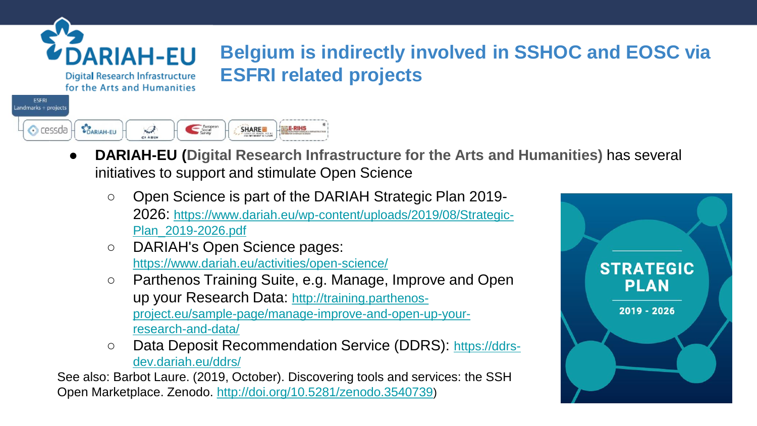# Belgium is indirectly involved in SSHOC and EOSC via ESFRI related projects

- **DARIAH-EU (Digital Research Infrastructure for the Arts and Humanities)** has several initiatives to support and stimulate Open Science
  - Open Science is part of the DARIAH Strategic Plan 2019-2026: https://www.dariah.eu/wp-content/uploads/2019/08/Strategic-Plan_2019-2026.pdf
  - DARIAH's Open Science pages: https://www.dariah.eu/activities/open-science/
  - Parthenos Training Suite, e.g. Manage, Improve and Open up your Research Data: http://training.parthenos-project.eu/sample-page/manage-improve-and-open-up-your-research-and-data/
  - Data Deposit Recommendation Service (DDRS): https://ddrs-dev.dariah.eu/ddrs/

See also: Barbot Laure. (2019, October). Discovering tools and services: the SSH Open Marketplace. Zenodo. http://doi.org/10.5281/zenodo.3540739)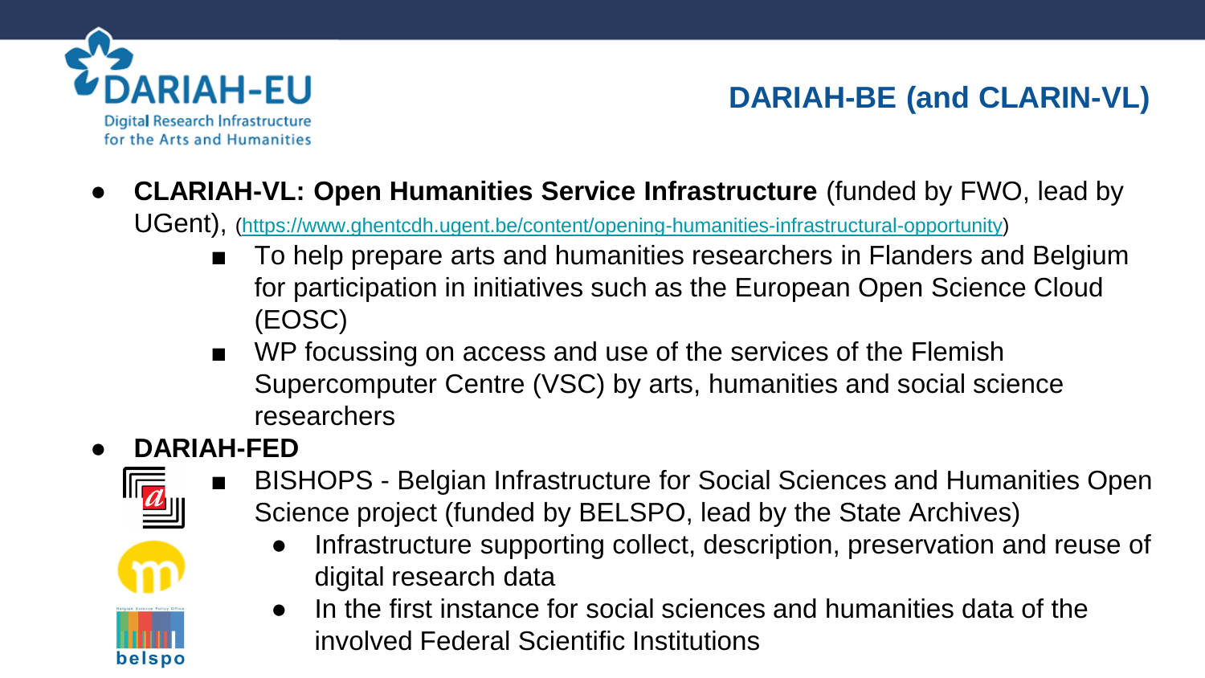# DARIAH-BE (and CLARIN-VL)

- **CLARIAH-VL: Open Humanities Service Infrastructure** (funded by FWO, lead by UGent), (https://www.ghentcdh.ugent.be/content/opening-humanities-infrastructural-opportunity)
  - To help prepare arts and humanities researchers in Flanders and Belgium for participation in initiatives such as the European Open Science Cloud (EOSC)
  - WP focussing on access and use of the services of the Flemish Supercomputer Centre (VSC) by arts, humanities and social science researchers
- **DARIAH-FED**
  - BISHOPS - Belgian Infrastructure for Social Sciences and Humanities Open Science project (funded by BELSPO, lead by the State Archives)
    - Infrastructure supporting collect, description, preservation and reuse of digital research data
    - In the first instance for social sciences and humanities data of the involved Federal Scientific Institutions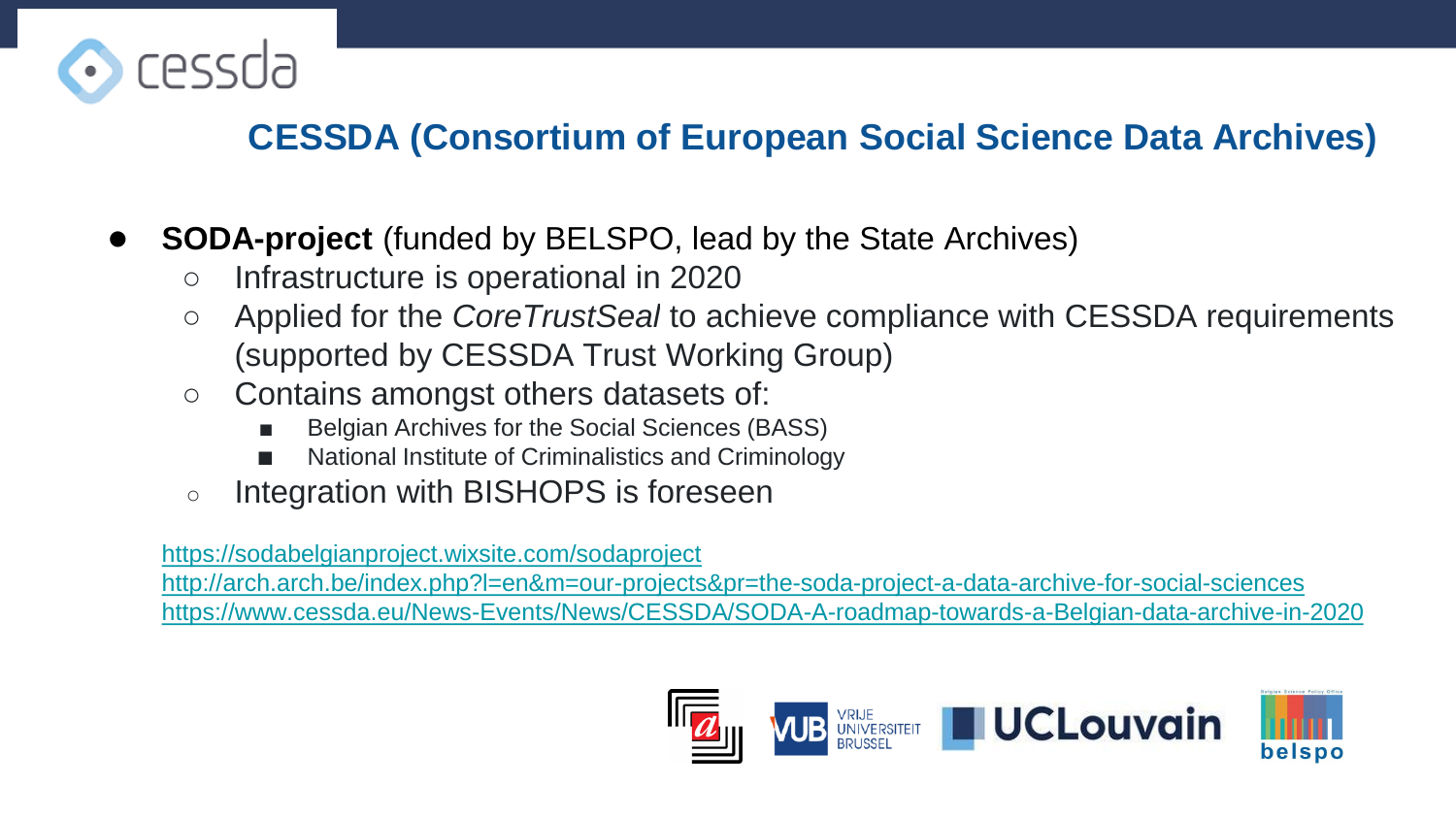## CESSDA (Consortium of European Social Science Data Archives)

- **SODA-project** (funded by BELSPO, lead by the State Archives)
  - Infrastructure is operational in 2020
  - Applied for the *CoreTrustSeal* to achieve compliance with CESSDA requirements (supported by CESSDA Trust Working Group)
  - Contains amongst others datasets of:
    - Belgian Archives for the Social Sciences (BASS)
    - National Institute of Criminalistics and Criminology
  - Integration with BISHOPS is foreseen

https://sodabelgianproject.wixsite.com/sodaproject
http://arch.arch.be/index.php?l=en&m=our-projects&pr=the-soda-project-a-data-archive-for-social-sciences
https://www.cessda.eu/News-Events/News/CESSDA/SODA-A-roadmap-towards-a-Belgian-data-archive-in-2020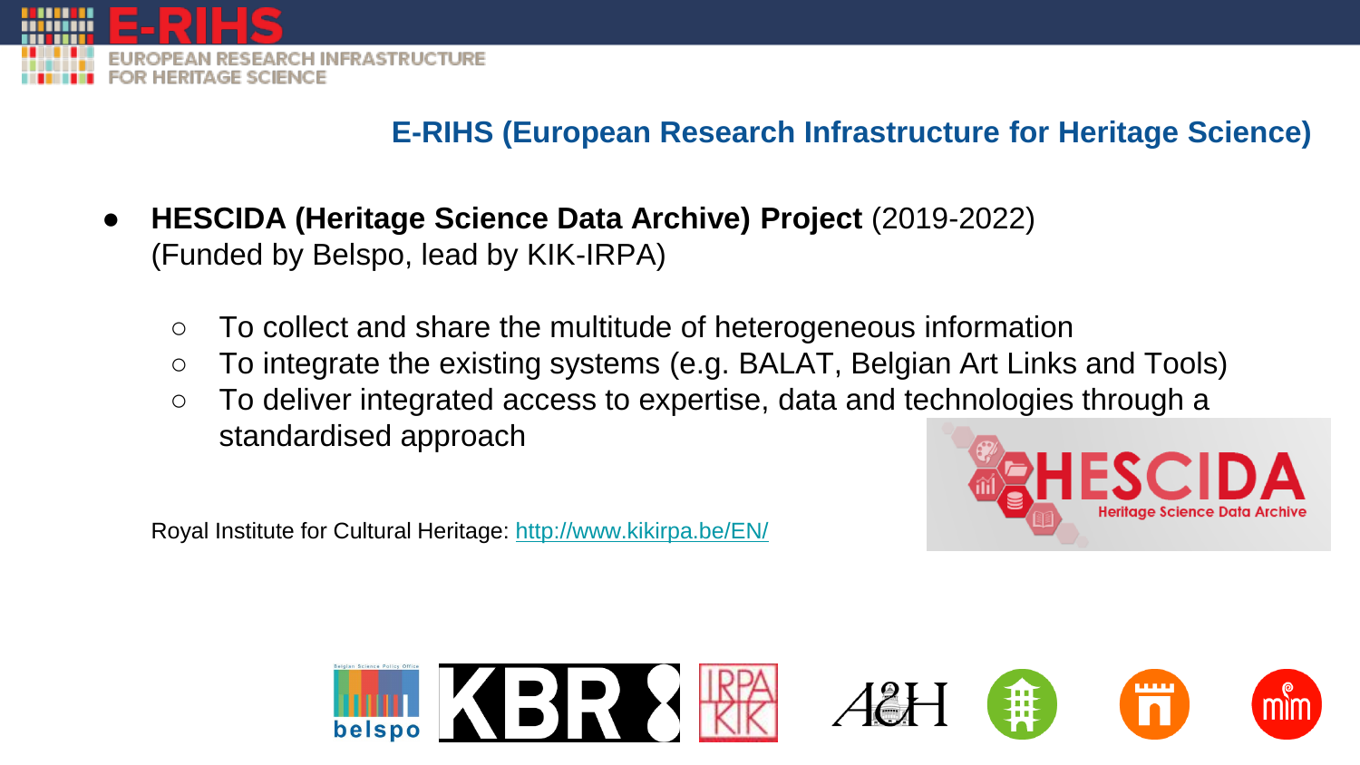# E-RIHS (European Research Infrastructure for Heritage Science)

- **HESCIDA (Heritage Science Data Archive) Project** (2019-2022)
  (Funded by Belspo, lead by KIK-IRPA)
  - To collect and share the multitude of heterogeneous information
  - To integrate the existing systems (e.g. BALAT, Belgian Art Links and Tools)
  - To deliver integrated access to expertise, data and technologies through a standardised approach

Royal Institute for Cultural Heritage: http://www.kikirpa.be/EN/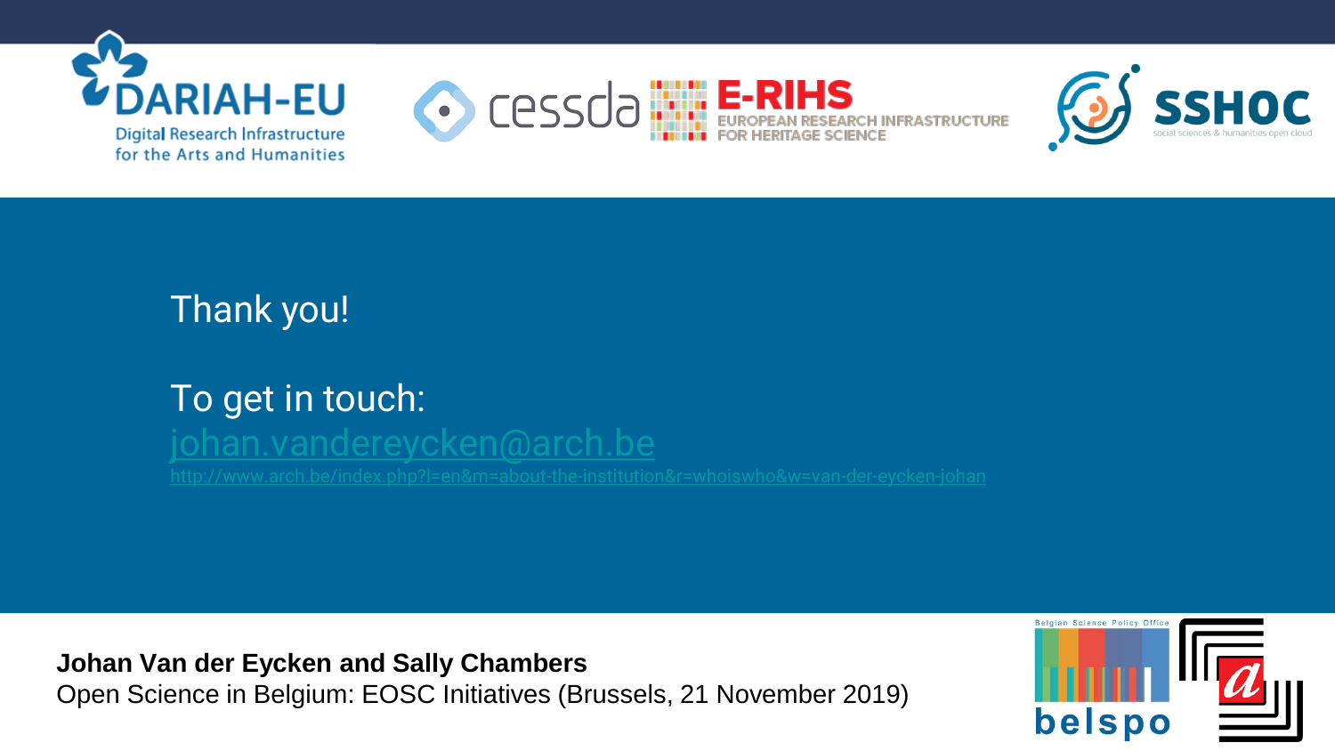Thank you!

To get in touch:
johan.vandereycken@arch.be
http://www.arch.be/index.php?l=en&m=about-the-institution&r=whoiswho&w=van-der-eycken-johan

**Johan Van der Eycken and Sally Chambers**
Open Science in Belgium: EOSC Initiatives (Brussels, 21 November 2019)